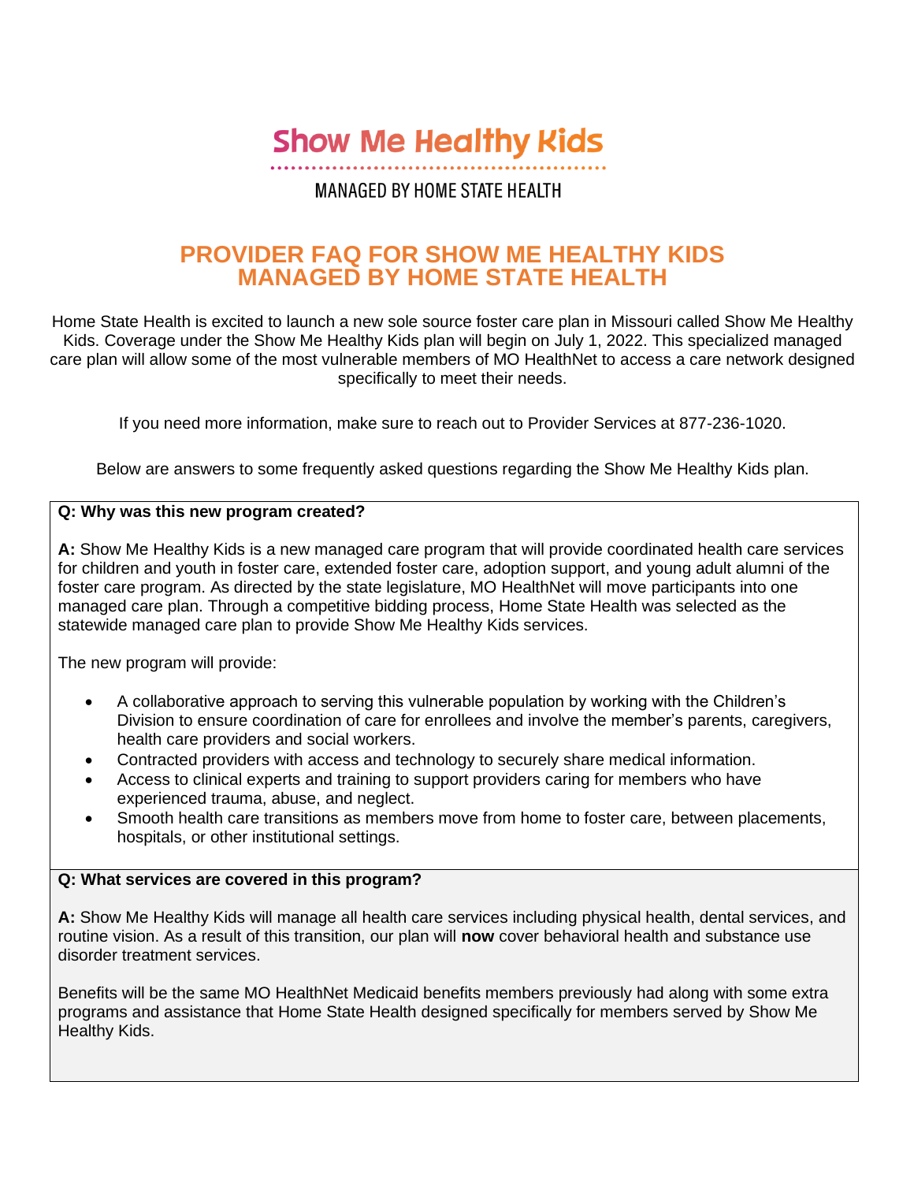# Show Me Healthy Kids

MANAGED BY HOME STATE HEALTH

## PROVIDER FAQ FOR SHOW ME HEALTHY KIDS MANAGED BY HOME STATE HEALTH

Home State Health is excited to launch a new sole source foster care plan in Missouri called Show Me Healthy Kids. Coverage under the Show Me Healthy Kids plan will begin on July 1, 2022. This specialized managed care plan will allow some of the most vulnerable members of MO HealthNet to access a care network designed specifically to meet their needs.

If you need more information, make sure to reach out to Provider Services at 877-236-1020.

Below are answers to some frequently asked questions regarding the Show Me Healthy Kids plan.

**Q: Why was this new program created?**

**A:** Show Me Healthy Kids is a new managed care program that will provide coordinated health care services for children and youth in foster care, extended foster care, adoption support, and young adult alumni of the foster care program. As directed by the state legislature, MO HealthNet will move participants into one managed care plan. Through a competitive bidding process, Home State Health was selected as the statewide managed care plan to provide Show Me Healthy Kids services.

The new program will provide:

- A collaborative approach to serving this vulnerable population by working with the Children's Division to ensure coordination of care for enrollees and involve the member's parents, caregivers, health care providers and social workers.
- Contracted providers with access and technology to securely share medical information.
- Access to clinical experts and training to support providers caring for members who have experienced trauma, abuse, and neglect.
- Smooth health care transitions as members move from home to foster care, between placements, hospitals, or other institutional settings.

**Q: What services are covered in this program?**

**A:** Show Me Healthy Kids will manage all health care services including physical health, dental services, and routine vision. As a result of this transition, our plan will **now** cover behavioral health and substance use disorder treatment services.

Benefits will be the same MO HealthNet Medicaid benefits members previously had along with some extra programs and assistance that Home State Health designed specifically for members served by Show Me Healthy Kids.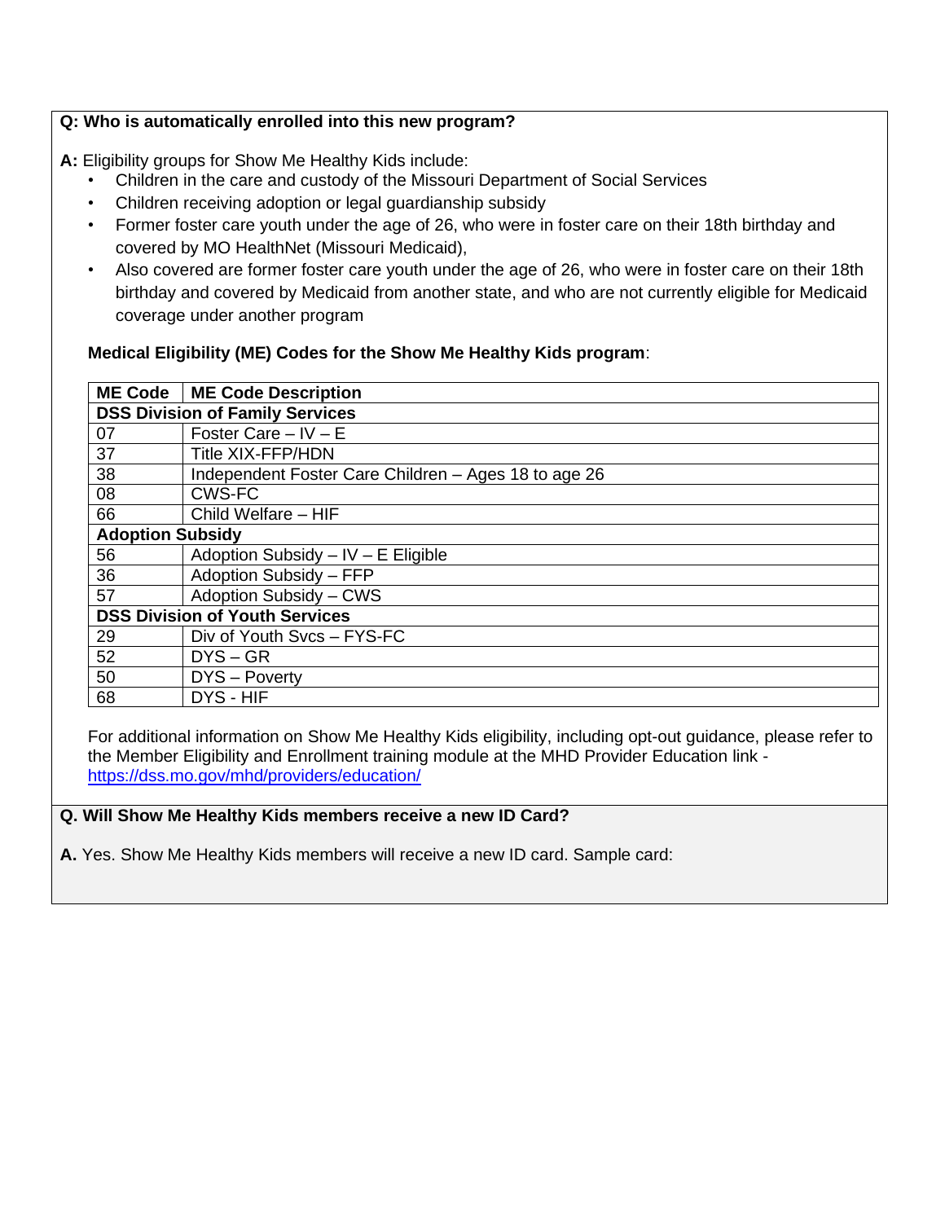**Q: Who is automatically enrolled into this new program?**

**A:** Eligibility groups for Show Me Healthy Kids include:

- Children in the care and custody of the Missouri Department of Social Services
- Children receiving adoption or legal guardianship subsidy
- Former foster care youth under the age of 26, who were in foster care on their 18th birthday and covered by MO HealthNet (Missouri Medicaid),
- Also covered are former foster care youth under the age of 26, who were in foster care on their 18th birthday and covered by Medicaid from another state, and who are not currently eligible for Medicaid coverage under another program

**Medical Eligibility (ME) Codes for the Show Me Healthy Kids program**:

| ME Code | ME Code Description |
|---|---|
| **DSS Division of Family Services** | |
| 07 | Foster Care – IV – E |
| 37 | Title XIX-FFP/HDN |
| 38 | Independent Foster Care Children – Ages 18 to age 26 |
| 08 | CWS-FC |
| 66 | Child Welfare – HIF |
| **Adoption Subsidy** | |
| 56 | Adoption Subsidy – IV – E Eligible |
| 36 | Adoption Subsidy – FFP |
| 57 | Adoption Subsidy – CWS |
| **DSS Division of Youth Services** | |
| 29 | Div of Youth Svcs – FYS-FC |
| 52 | DYS – GR |
| 50 | DYS – Poverty |
| 68 | DYS - HIF |

For additional information on Show Me Healthy Kids eligibility, including opt-out guidance, please refer to the Member Eligibility and Enrollment training module at the MHD Provider Education link - https://dss.mo.gov/mhd/providers/education/

**Q. Will Show Me Healthy Kids members receive a new ID Card?**

**A.** Yes. Show Me Healthy Kids members will receive a new ID card. Sample card: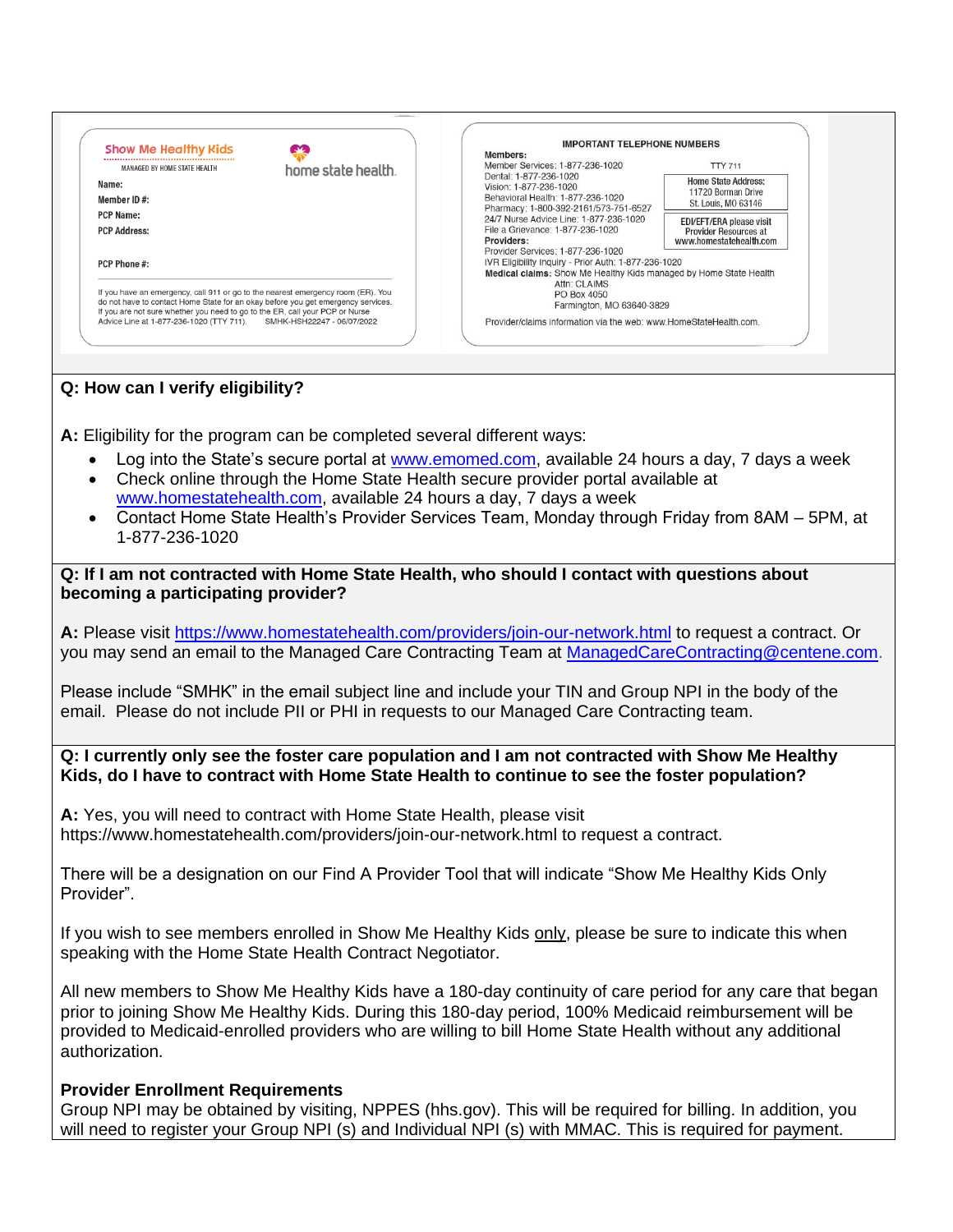**Show Me Healthy Kids**

MANAGED BY HOME STATE HEALTH

home state health.

**Name:**

**Member ID #:**

**PCP Name:**

**PCP Address:**

**PCP Phone #:**

If you have an emergency, call 911 or go to the nearest emergency room (ER). You do not have to contact Home State for an okay before you get emergency services. If you are not sure whether you need to go to the ER, call your PCP or Nurse Advice Line at 1-877-236-1020 (TTY 711). SMHK-HSH22247 - 06/07/2022

**IMPORTANT TELEPHONE NUMBERS**

**Members:**
Member Services: 1-877-236-1020 TTY 711
Dental: 1-877-236-1020
Vision: 1-877-236-1020
Behavioral Health: 1-877-236-1020
Pharmacy: 1-800-392-2161/573-751-6527
24/7 Nurse Advice Line: 1-877-236-1020
File a Grievance: 1-877-236-1020

**Providers:**
Provider Services: 1-877-236-1020
IVR Eligibility Inquiry - Prior Auth: 1-877-236-1020

**Medical claims:** Show Me Healthy Kids managed by Home State Health
Attn: CLAIMS
PO Box 4050
Farmington, MO 63640-3829

Home State Address:
11720 Borman Drive
St. Louis, MO 63146

EDI/EFT/ERA please visit Provider Resources at www.homestatehealth.com

Provider/claims information via the web: www.HomeStateHealth.com.

**Q: How can I verify eligibility?**

**A:** Eligibility for the program can be completed several different ways:

- Log into the State's secure portal at www.emomed.com, available 24 hours a day, 7 days a week
- Check online through the Home State Health secure provider portal available at www.homestatehealth.com, available 24 hours a day, 7 days a week
- Contact Home State Health's Provider Services Team, Monday through Friday from 8AM – 5PM, at 1-877-236-1020

**Q: If I am not contracted with Home State Health, who should I contact with questions about becoming a participating provider?**

**A:** Please visit https://www.homestatehealth.com/providers/join-our-network.html to request a contract. Or you may send an email to the Managed Care Contracting Team at ManagedCareContracting@centene.com.

Please include "SMHK" in the email subject line and include your TIN and Group NPI in the body of the email. Please do not include PII or PHI in requests to our Managed Care Contracting team.

**Q: I currently only see the foster care population and I am not contracted with Show Me Healthy Kids, do I have to contract with Home State Health to continue to see the foster population?**

**A:** Yes, you will need to contract with Home State Health, please visit https://www.homestatehealth.com/providers/join-our-network.html to request a contract.

There will be a designation on our Find A Provider Tool that will indicate "Show Me Healthy Kids Only Provider".

If you wish to see members enrolled in Show Me Healthy Kids only, please be sure to indicate this when speaking with the Home State Health Contract Negotiator.

All new members to Show Me Healthy Kids have a 180-day continuity of care period for any care that began prior to joining Show Me Healthy Kids. During this 180-day period, 100% Medicaid reimbursement will be provided to Medicaid-enrolled providers who are willing to bill Home State Health without any additional authorization.

**Provider Enrollment Requirements**

Group NPI may be obtained by visiting, NPPES (hhs.gov). This will be required for billing. In addition, you will need to register your Group NPI (s) and Individual NPI (s) with MMAC. This is required for payment.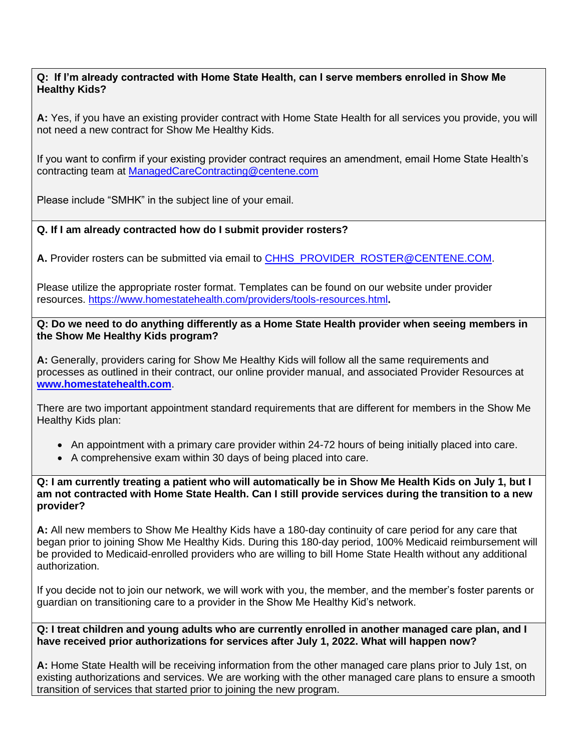**Q: If I'm already contracted with Home State Health, can I serve members enrolled in Show Me Healthy Kids?**

**A:** Yes, if you have an existing provider contract with Home State Health for all services you provide, you will not need a new contract for Show Me Healthy Kids.

If you want to confirm if your existing provider contract requires an amendment, email Home State Health's contracting team at [ManagedCareContracting@centene.com](mailto:ManagedCareContracting@centene.com)

Please include "SMHK" in the subject line of your email.

**Q. If I am already contracted how do I submit provider rosters?**

**A.** Provider rosters can be submitted via email to [CHHS_PROVIDER_ROSTER@CENTENE.COM](mailto:CHHS_PROVIDER_ROSTER@CENTENE.COM).

Please utilize the appropriate roster format. Templates can be found on our website under provider resources. [https://www.homestatehealth.com/providers/tools-resources.html](https://www.homestatehealth.com/providers/tools-resources.html).

**Q: Do we need to do anything differently as a Home State Health provider when seeing members in the Show Me Healthy Kids program?**

**A:** Generally, providers caring for Show Me Healthy Kids will follow all the same requirements and processes as outlined in their contract, our online provider manual, and associated Provider Resources at **[www.homestatehealth.com](http://www.homestatehealth.com)**.

There are two important appointment standard requirements that are different for members in the Show Me Healthy Kids plan:

- An appointment with a primary care provider within 24-72 hours of being initially placed into care.
- A comprehensive exam within 30 days of being placed into care.

**Q: I am currently treating a patient who will automatically be in Show Me Health Kids on July 1, but I am not contracted with Home State Health. Can I still provide services during the transition to a new provider?**

**A:** All new members to Show Me Healthy Kids have a 180-day continuity of care period for any care that began prior to joining Show Me Healthy Kids. During this 180-day period, 100% Medicaid reimbursement will be provided to Medicaid-enrolled providers who are willing to bill Home State Health without any additional authorization.

If you decide not to join our network, we will work with you, the member, and the member's foster parents or guardian on transitioning care to a provider in the Show Me Healthy Kid's network.

**Q: I treat children and young adults who are currently enrolled in another managed care plan, and I have received prior authorizations for services after July 1, 2022. What will happen now?**

**A:** Home State Health will be receiving information from the other managed care plans prior to July 1st, on existing authorizations and services. We are working with the other managed care plans to ensure a smooth transition of services that started prior to joining the new program.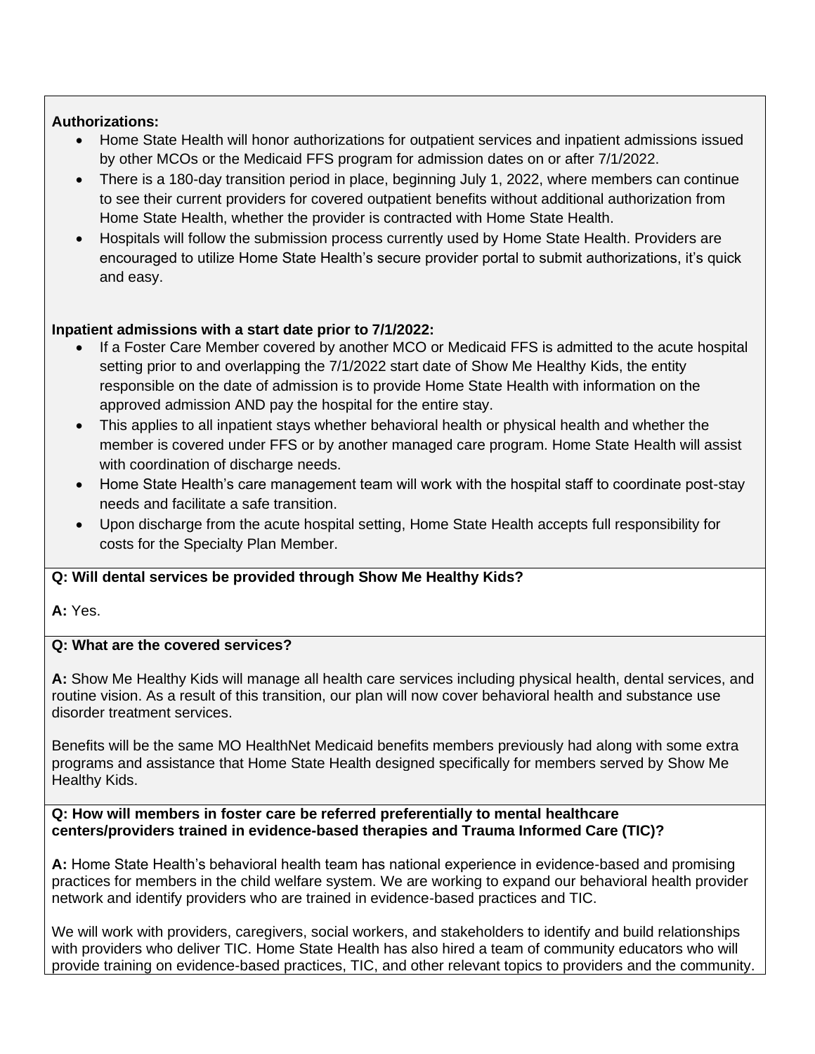**Authorizations:**

- Home State Health will honor authorizations for outpatient services and inpatient admissions issued by other MCOs or the Medicaid FFS program for admission dates on or after 7/1/2022.
- There is a 180-day transition period in place, beginning July 1, 2022, where members can continue to see their current providers for covered outpatient benefits without additional authorization from Home State Health, whether the provider is contracted with Home State Health.
- Hospitals will follow the submission process currently used by Home State Health. Providers are encouraged to utilize Home State Health's secure provider portal to submit authorizations, it's quick and easy.

**Inpatient admissions with a start date prior to 7/1/2022:**

- If a Foster Care Member covered by another MCO or Medicaid FFS is admitted to the acute hospital setting prior to and overlapping the 7/1/2022 start date of Show Me Healthy Kids, the entity responsible on the date of admission is to provide Home State Health with information on the approved admission AND pay the hospital for the entire stay.
- This applies to all inpatient stays whether behavioral health or physical health and whether the member is covered under FFS or by another managed care program. Home State Health will assist with coordination of discharge needs.
- Home State Health's care management team will work with the hospital staff to coordinate post-stay needs and facilitate a safe transition.
- Upon discharge from the acute hospital setting, Home State Health accepts full responsibility for costs for the Specialty Plan Member.

**Q: Will dental services be provided through Show Me Healthy Kids?**

**A:** Yes.

**Q: What are the covered services?**

**A:** Show Me Healthy Kids will manage all health care services including physical health, dental services, and routine vision. As a result of this transition, our plan will now cover behavioral health and substance use disorder treatment services.

Benefits will be the same MO HealthNet Medicaid benefits members previously had along with some extra programs and assistance that Home State Health designed specifically for members served by Show Me Healthy Kids.

**Q: How will members in foster care be referred preferentially to mental healthcare centers/providers trained in evidence-based therapies and Trauma Informed Care (TIC)?**

**A:** Home State Health's behavioral health team has national experience in evidence-based and promising practices for members in the child welfare system. We are working to expand our behavioral health provider network and identify providers who are trained in evidence-based practices and TIC.

We will work with providers, caregivers, social workers, and stakeholders to identify and build relationships with providers who deliver TIC. Home State Health has also hired a team of community educators who will provide training on evidence-based practices, TIC, and other relevant topics to providers and the community.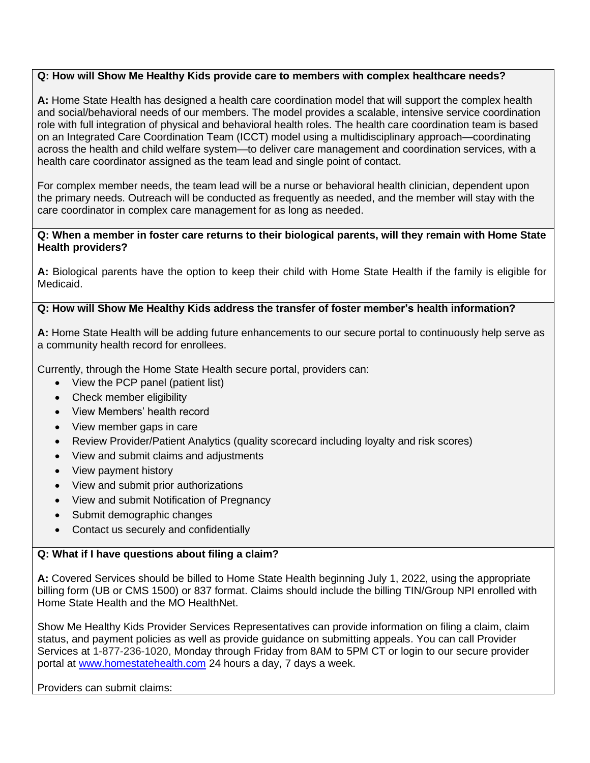**Q: How will Show Me Healthy Kids provide care to members with complex healthcare needs?**

**A:** Home State Health has designed a health care coordination model that will support the complex health and social/behavioral needs of our members. The model provides a scalable, intensive service coordination role with full integration of physical and behavioral health roles. The health care coordination team is based on an Integrated Care Coordination Team (ICCT) model using a multidisciplinary approach—coordinating across the health and child welfare system—to deliver care management and coordination services, with a health care coordinator assigned as the team lead and single point of contact.

For complex member needs, the team lead will be a nurse or behavioral health clinician, dependent upon the primary needs. Outreach will be conducted as frequently as needed, and the member will stay with the care coordinator in complex care management for as long as needed.

**Q: When a member in foster care returns to their biological parents, will they remain with Home State Health providers?**

**A:** Biological parents have the option to keep their child with Home State Health if the family is eligible for Medicaid.

**Q: How will Show Me Healthy Kids address the transfer of foster member's health information?**

**A:** Home State Health will be adding future enhancements to our secure portal to continuously help serve as a community health record for enrollees.

Currently, through the Home State Health secure portal, providers can:

- View the PCP panel (patient list)
- Check member eligibility
- View Members' health record
- View member gaps in care
- Review Provider/Patient Analytics (quality scorecard including loyalty and risk scores)
- View and submit claims and adjustments
- View payment history
- View and submit prior authorizations
- View and submit Notification of Pregnancy
- Submit demographic changes
- Contact us securely and confidentially

**Q: What if I have questions about filing a claim?**

**A:** Covered Services should be billed to Home State Health beginning July 1, 2022, using the appropriate billing form (UB or CMS 1500) or 837 format. Claims should include the billing TIN/Group NPI enrolled with Home State Health and the MO HealthNet.

Show Me Healthy Kids Provider Services Representatives can provide information on filing a claim, claim status, and payment policies as well as provide guidance on submitting appeals. You can call Provider Services at 1-877-236-1020, Monday through Friday from 8AM to 5PM CT or login to our secure provider portal at www.homestatehealth.com 24 hours a day, 7 days a week.

Providers can submit claims: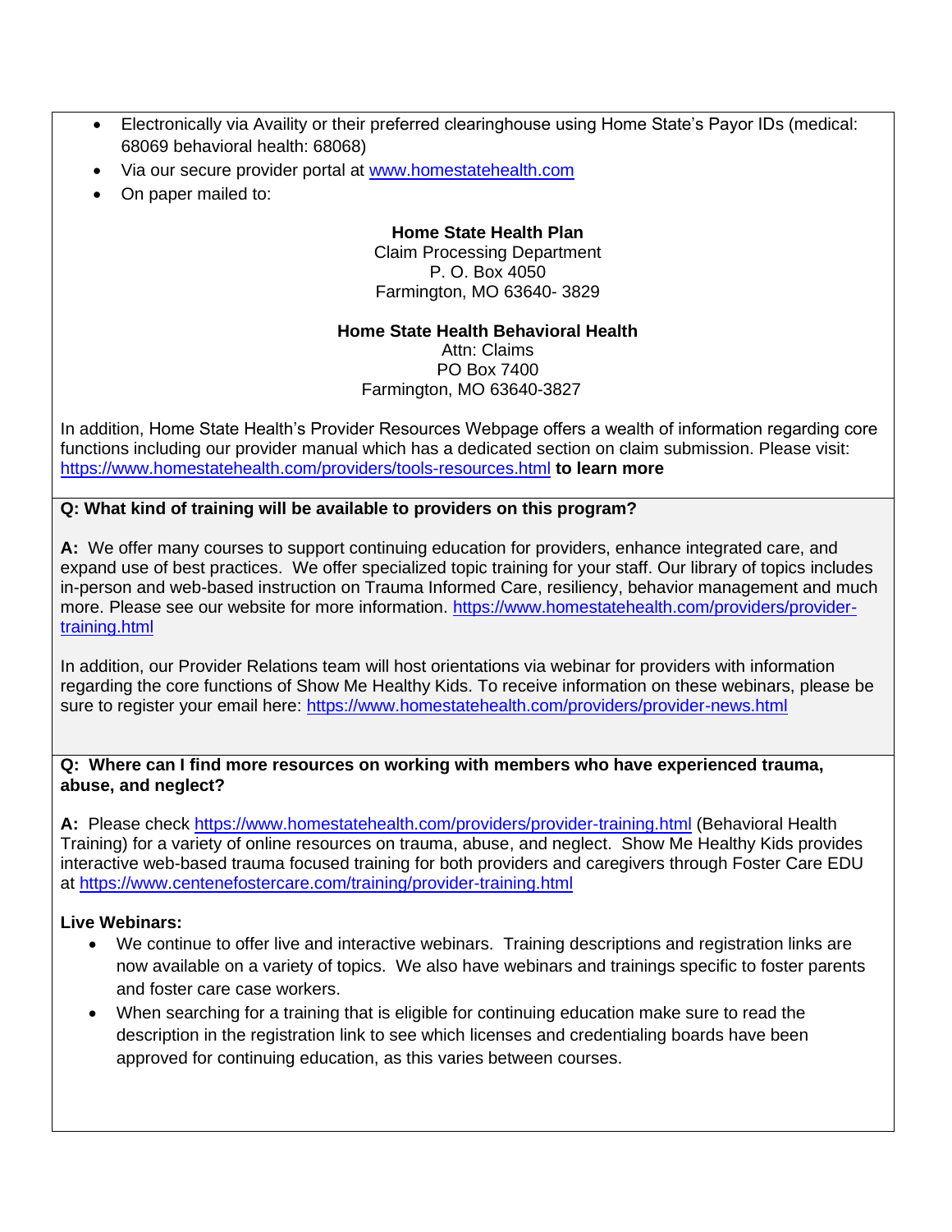- Electronically via Availity or their preferred clearinghouse using Home State's Payor IDs (medical: 68069 behavioral health: 68068)
- Via our secure provider portal at www.homestatehealth.com
- On paper mailed to:

**Home State Health Plan**
Claim Processing Department
P. O. Box 4050
Farmington, MO 63640- 3829

**Home State Health Behavioral Health**
Attn: Claims
PO Box 7400
Farmington, MO 63640-3827

In addition, Home State Health's Provider Resources Webpage offers a wealth of information regarding core functions including our provider manual which has a dedicated section on claim submission. Please visit: https://www.homestatehealth.com/providers/tools-resources.html **to learn more**

**Q: What kind of training will be available to providers on this program?**

**A:** We offer many courses to support continuing education for providers, enhance integrated care, and expand use of best practices. We offer specialized topic training for your staff. Our library of topics includes in-person and web-based instruction on Trauma Informed Care, resiliency, behavior management and much more. Please see our website for more information. https://www.homestatehealth.com/providers/provider-training.html

In addition, our Provider Relations team will host orientations via webinar for providers with information regarding the core functions of Show Me Healthy Kids. To receive information on these webinars, please be sure to register your email here: https://www.homestatehealth.com/providers/provider-news.html

**Q: Where can I find more resources on working with members who have experienced trauma, abuse, and neglect?**

**A:** Please check https://www.homestatehealth.com/providers/provider-training.html (Behavioral Health Training) for a variety of online resources on trauma, abuse, and neglect. Show Me Healthy Kids provides interactive web-based trauma focused training for both providers and caregivers through Foster Care EDU at https://www.centenefostercare.com/training/provider-training.html

**Live Webinars:**

- We continue to offer live and interactive webinars. Training descriptions and registration links are now available on a variety of topics. We also have webinars and trainings specific to foster parents and foster care case workers.
- When searching for a training that is eligible for continuing education make sure to read the description in the registration link to see which licenses and credentialing boards have been approved for continuing education, as this varies between courses.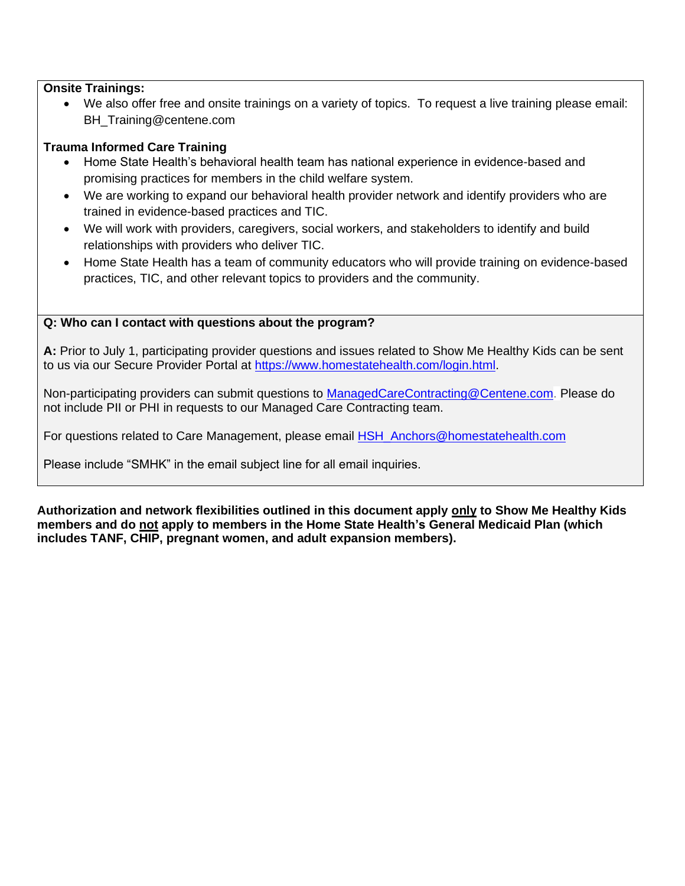**Onsite Trainings:**

- We also offer free and onsite trainings on a variety of topics. To request a live training please email: BH_Training@centene.com

**Trauma Informed Care Training**

- Home State Health's behavioral health team has national experience in evidence-based and promising practices for members in the child welfare system.
- We are working to expand our behavioral health provider network and identify providers who are trained in evidence-based practices and TIC.
- We will work with providers, caregivers, social workers, and stakeholders to identify and build relationships with providers who deliver TIC.
- Home State Health has a team of community educators who will provide training on evidence-based practices, TIC, and other relevant topics to providers and the community.

**Q: Who can I contact with questions about the program?**

**A:** Prior to July 1, participating provider questions and issues related to Show Me Healthy Kids can be sent to us via our Secure Provider Portal at https://www.homestatehealth.com/login.html.

Non-participating providers can submit questions to ManagedCareContracting@Centene.com. Please do not include PII or PHI in requests to our Managed Care Contracting team.

For questions related to Care Management, please email HSH_Anchors@homestatehealth.com

Please include "SMHK" in the email subject line for all email inquiries.

**Authorization and network flexibilities outlined in this document apply only to Show Me Healthy Kids members and do not apply to members in the Home State Health's General Medicaid Plan (which includes TANF, CHIP, pregnant women, and adult expansion members).**